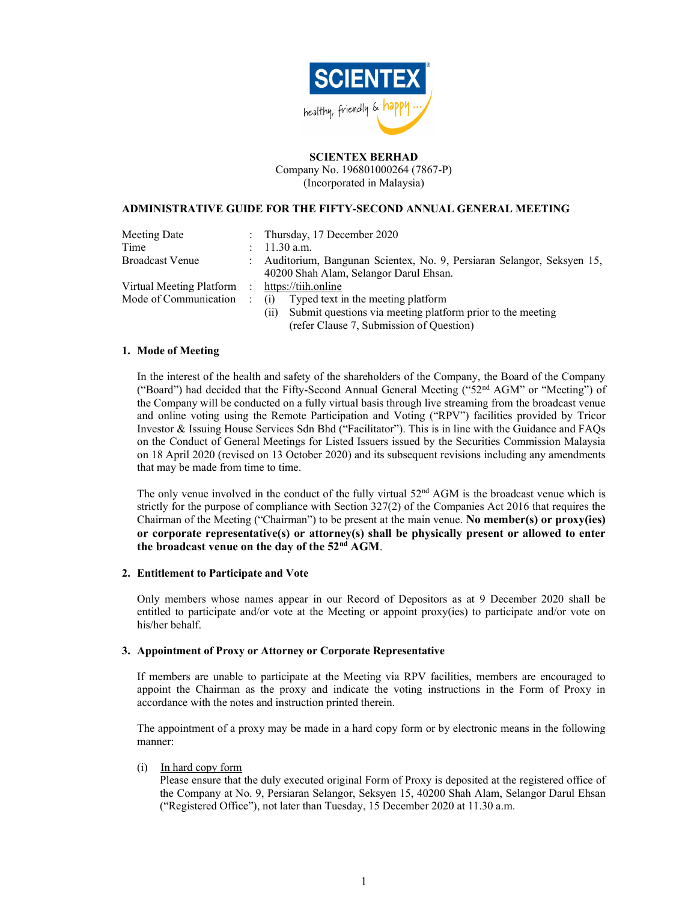**SCIENTEX BERHAD**
Company No. 196801000264 (7867-P)
(Incorporated in Malaysia)

## ADMINISTRATIVE GUIDE FOR THE FIFTY-SECOND ANNUAL GENERAL MEETING

| | | |
|---|---|---|
| Meeting Date | : | Thursday, 17 December 2020 |
| Time | : | 11.30 a.m. |
| Broadcast Venue | : | Auditorium, Bangunan Scientex, No. 9, Persiaran Selangor, Seksyen 15, 40200 Shah Alam, Selangor Darul Ehsan. |
| Virtual Meeting Platform | : | https://tiih.online |
| Mode of Communication | : | (i) Typed text in the meeting platform<br>(ii) Submit questions via meeting platform prior to the meeting (refer Clause 7, Submission of Question) |

### 1. Mode of Meeting

In the interest of the health and safety of the shareholders of the Company, the Board of the Company ("Board") had decided that the Fifty-Second Annual General Meeting ("52nd AGM" or "Meeting") of the Company will be conducted on a fully virtual basis through live streaming from the broadcast venue and online voting using the Remote Participation and Voting ("RPV") facilities provided by Tricor Investor & Issuing House Services Sdn Bhd ("Facilitator"). This is in line with the Guidance and FAQs on the Conduct of General Meetings for Listed Issuers issued by the Securities Commission Malaysia on 18 April 2020 (revised on 13 October 2020) and its subsequent revisions including any amendments that may be made from time to time.

The only venue involved in the conduct of the fully virtual 52nd AGM is the broadcast venue which is strictly for the purpose of compliance with Section 327(2) of the Companies Act 2016 that requires the Chairman of the Meeting ("Chairman") to be present at the main venue. **No member(s) or proxy(ies) or corporate representative(s) or attorney(s) shall be physically present or allowed to enter the broadcast venue on the day of the 52nd AGM**.

### 2. Entitlement to Participate and Vote

Only members whose names appear in our Record of Depositors as at 9 December 2020 shall be entitled to participate and/or vote at the Meeting or appoint proxy(ies) to participate and/or vote on his/her behalf.

### 3. Appointment of Proxy or Attorney or Corporate Representative

If members are unable to participate at the Meeting via RPV facilities, members are encouraged to appoint the Chairman as the proxy and indicate the voting instructions in the Form of Proxy in accordance with the notes and instruction printed therein.

The appointment of a proxy may be made in a hard copy form or by electronic means in the following manner:

(i) In hard copy form
Please ensure that the duly executed original Form of Proxy is deposited at the registered office of the Company at No. 9, Persiaran Selangor, Seksyen 15, 40200 Shah Alam, Selangor Darul Ehsan ("Registered Office"), not later than Tuesday, 15 December 2020 at 11.30 a.m.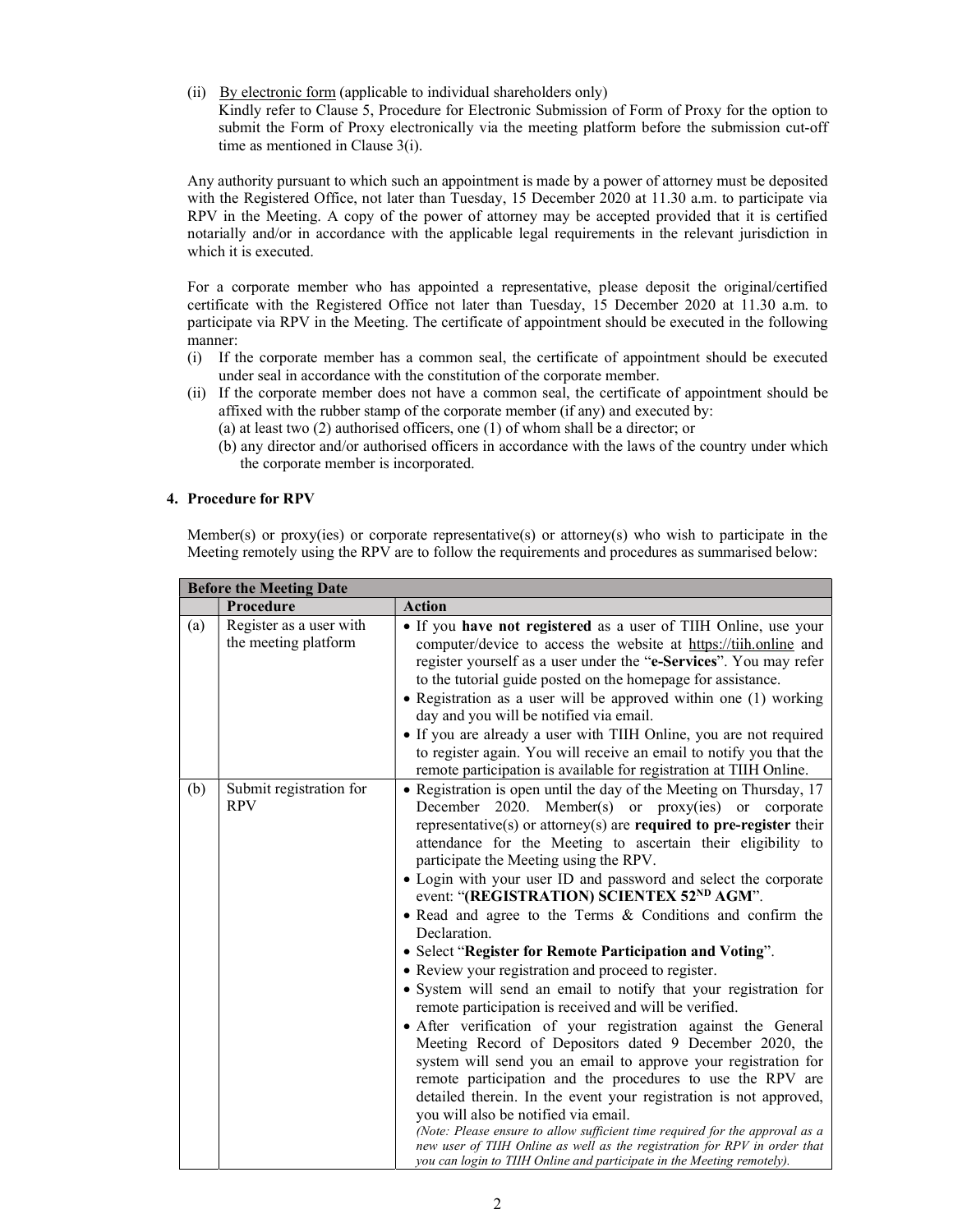(ii) By electronic form (applicable to individual shareholders only)
Kindly refer to Clause 5, Procedure for Electronic Submission of Form of Proxy for the option to submit the Form of Proxy electronically via the meeting platform before the submission cut-off time as mentioned in Clause 3(i).

Any authority pursuant to which such an appointment is made by a power of attorney must be deposited with the Registered Office, not later than Tuesday, 15 December 2020 at 11.30 a.m. to participate via RPV in the Meeting. A copy of the power of attorney may be accepted provided that it is certified notarially and/or in accordance with the applicable legal requirements in the relevant jurisdiction in which it is executed.

For a corporate member who has appointed a representative, please deposit the original/certified certificate with the Registered Office not later than Tuesday, 15 December 2020 at 11.30 a.m. to participate via RPV in the Meeting. The certificate of appointment should be executed in the following manner:

(i) If the corporate member has a common seal, the certificate of appointment should be executed under seal in accordance with the constitution of the corporate member.
(ii) If the corporate member does not have a common seal, the certificate of appointment should be affixed with the rubber stamp of the corporate member (if any) and executed by:
   (a) at least two (2) authorised officers, one (1) of whom shall be a director; or
   (b) any director and/or authorised officers in accordance with the laws of the country under which the corporate member is incorporated.

## 4. Procedure for RPV

Member(s) or proxy(ies) or corporate representative(s) or attorney(s) who wish to participate in the Meeting remotely using the RPV are to follow the requirements and procedures as summarised below:

| **Before the Meeting Date** | | |
|---|---|---|
| | **Procedure** | **Action** |
| (a) | Register as a user with the meeting platform | • If you **have not registered** as a user of TIIH Online, use your computer/device to access the website at https://tiih.online and register yourself as a user under the "**e-Services**". You may refer to the tutorial guide posted on the homepage for assistance.<br>• Registration as a user will be approved within one (1) working day and you will be notified via email.<br>• If you are already a user with TIIH Online, you are not required to register again. You will receive an email to notify you that the remote participation is available for registration at TIIH Online. |
| (b) | Submit registration for RPV | • Registration is open until the day of the Meeting on Thursday, 17 December 2020. Member(s) or proxy(ies) or corporate representative(s) or attorney(s) are **required to pre-register** their attendance for the Meeting to ascertain their eligibility to participate the Meeting using the RPV.<br>• Login with your user ID and password and select the corporate event: "**(REGISTRATION) SCIENTEX 52ND AGM**".<br>• Read and agree to the Terms & Conditions and confirm the Declaration.<br>• Select "**Register for Remote Participation and Voting**".<br>• Review your registration and proceed to register.<br>• System will send an email to notify that your registration for remote participation is received and will be verified.<br>• After verification of your registration against the General Meeting Record of Depositors dated 9 December 2020, the system will send you an email to approve your registration for remote participation and the procedures to use the RPV are detailed therein. In the event your registration is not approved, you will also be notified via email.<br>*(Note: Please ensure to allow sufficient time required for the approval as a new user of TIIH Online as well as the registration for RPV in order that you can login to TIIH Online and participate in the Meeting remotely).* |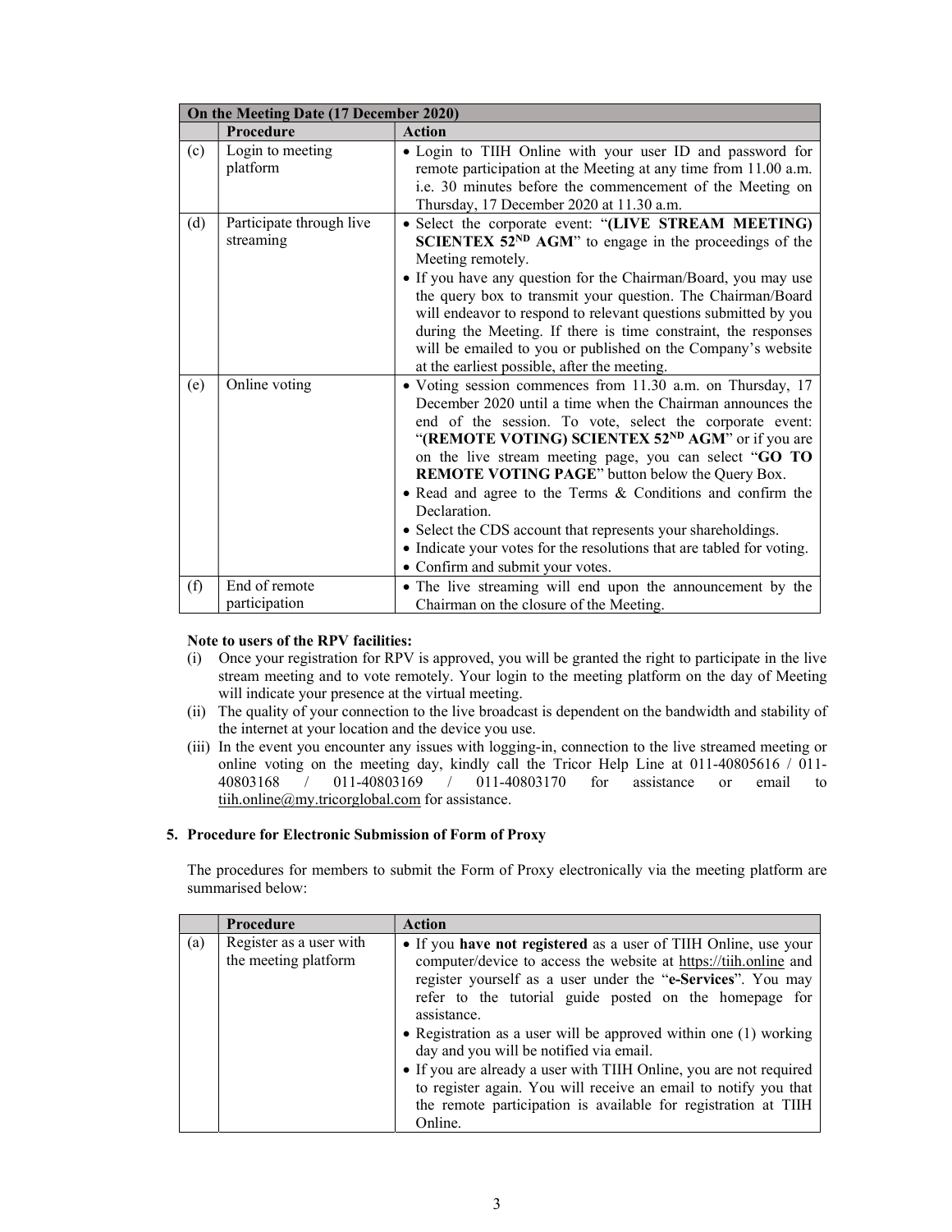| On the Meeting Date (17 December 2020) | | |
|---|---|---|
| | **Procedure** | **Action** |
| (c) | Login to meeting platform | • Login to TIIH Online with your user ID and password for remote participation at the Meeting at any time from 11.00 a.m. i.e. 30 minutes before the commencement of the Meeting on Thursday, 17 December 2020 at 11.30 a.m. |
| (d) | Participate through live streaming | • Select the corporate event: "**(LIVE STREAM MEETING) SCIENTEX 52ND AGM**" to engage in the proceedings of the Meeting remotely.<br>• If you have any question for the Chairman/Board, you may use the query box to transmit your question. The Chairman/Board will endeavor to respond to relevant questions submitted by you during the Meeting. If there is time constraint, the responses will be emailed to you or published on the Company's website at the earliest possible, after the meeting. |
| (e) | Online voting | • Voting session commences from 11.30 a.m. on Thursday, 17 December 2020 until a time when the Chairman announces the end of the session. To vote, select the corporate event: "**(REMOTE VOTING) SCIENTEX 52ND AGM**" or if you are on the live stream meeting page, you can select "**GO TO REMOTE VOTING PAGE**" button below the Query Box.<br>• Read and agree to the Terms & Conditions and confirm the Declaration.<br>• Select the CDS account that represents your shareholdings.<br>• Indicate your votes for the resolutions that are tabled for voting.<br>• Confirm and submit your votes. |
| (f) | End of remote participation | • The live streaming will end upon the announcement by the Chairman on the closure of the Meeting. |

**Note to users of the RPV facilities:**

(i) Once your registration for RPV is approved, you will be granted the right to participate in the live stream meeting and to vote remotely. Your login to the meeting platform on the day of Meeting will indicate your presence at the virtual meeting.

(ii) The quality of your connection to the live broadcast is dependent on the bandwidth and stability of the internet at your location and the device you use.

(iii) In the event you encounter any issues with logging-in, connection to the live streamed meeting or online voting on the meeting day, kindly call the Tricor Help Line at 011-40805616 / 011-40803168 / 011-40803169 / 011-40803170 for assistance or email to tiih.online@my.tricorglobal.com for assistance.

## 5. Procedure for Electronic Submission of Form of Proxy

The procedures for members to submit the Form of Proxy electronically via the meeting platform are summarised below:

| | **Procedure** | **Action** |
|---|---|---|
| (a) | Register as a user with the meeting platform | • If you **have not registered** as a user of TIIH Online, use your computer/device to access the website at https://tiih.online and register yourself as a user under the "**e-Services**". You may refer to the tutorial guide posted on the homepage for assistance.<br>• Registration as a user will be approved within one (1) working day and you will be notified via email.<br>• If you are already a user with TIIH Online, you are not required to register again. You will receive an email to notify you that the remote participation is available for registration at TIIH Online. |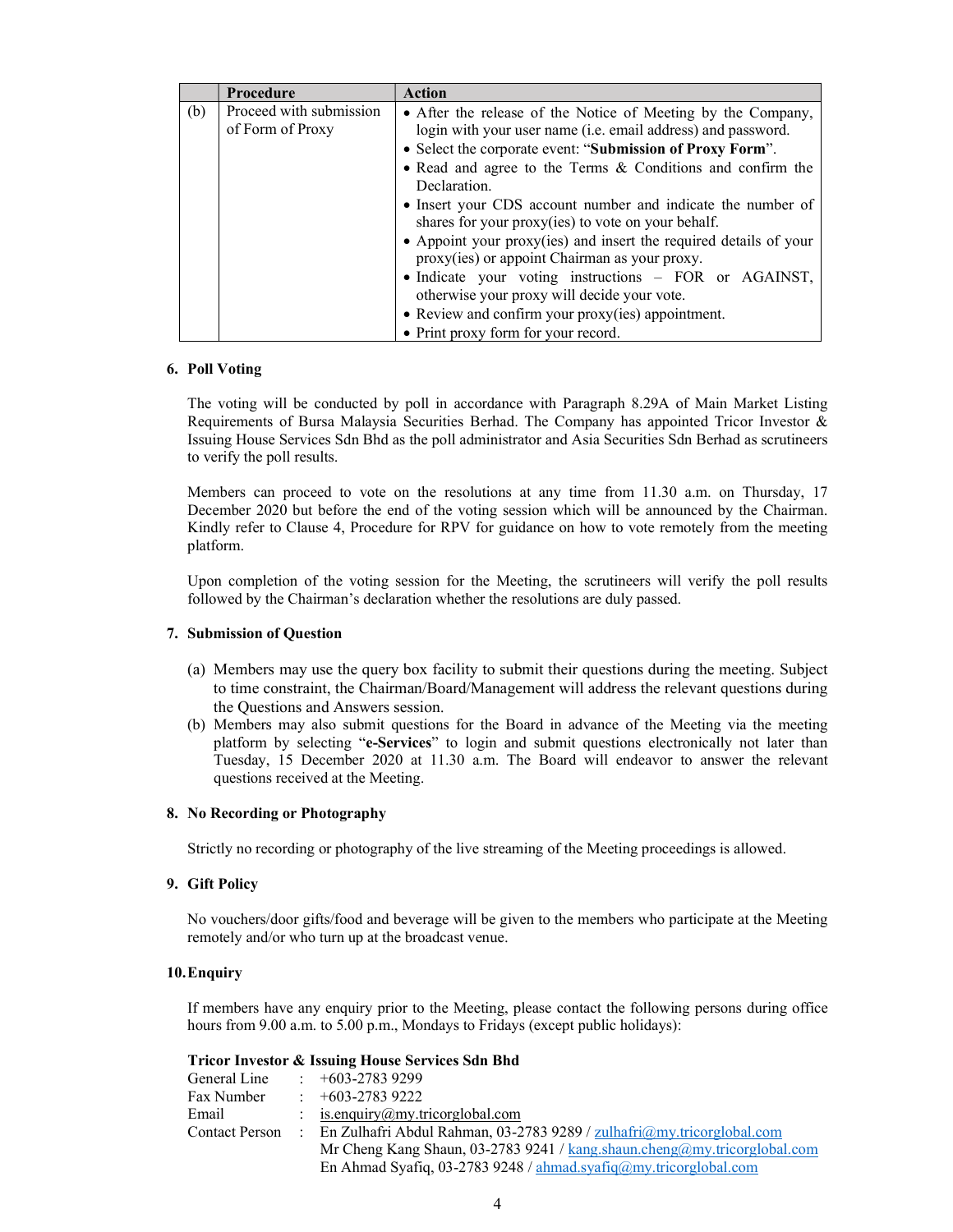| | Procedure | Action |
|---|---|---|
| (b) | Proceed with submission of Form of Proxy | • After the release of the Notice of Meeting by the Company, login with your user name (i.e. email address) and password.<br>• Select the corporate event: "**Submission of Proxy Form**".<br>• Read and agree to the Terms & Conditions and confirm the Declaration.<br>• Insert your CDS account number and indicate the number of shares for your proxy(ies) to vote on your behalf.<br>• Appoint your proxy(ies) and insert the required details of your proxy(ies) or appoint Chairman as your proxy.<br>• Indicate your voting instructions – FOR or AGAINST, otherwise your proxy will decide your vote.<br>• Review and confirm your proxy(ies) appointment.<br>• Print proxy form for your record. |

**6. Poll Voting**

The voting will be conducted by poll in accordance with Paragraph 8.29A of Main Market Listing Requirements of Bursa Malaysia Securities Berhad. The Company has appointed Tricor Investor & Issuing House Services Sdn Bhd as the poll administrator and Asia Securities Sdn Berhad as scrutineers to verify the poll results.

Members can proceed to vote on the resolutions at any time from 11.30 a.m. on Thursday, 17 December 2020 but before the end of the voting session which will be announced by the Chairman. Kindly refer to Clause 4, Procedure for RPV for guidance on how to vote remotely from the meeting platform.

Upon completion of the voting session for the Meeting, the scrutineers will verify the poll results followed by the Chairman's declaration whether the resolutions are duly passed.

**7. Submission of Question**

(a) Members may use the query box facility to submit their questions during the meeting. Subject to time constraint, the Chairman/Board/Management will address the relevant questions during the Questions and Answers session.

(b) Members may also submit questions for the Board in advance of the Meeting via the meeting platform by selecting "**e-Services**" to login and submit questions electronically not later than Tuesday, 15 December 2020 at 11.30 a.m. The Board will endeavor to answer the relevant questions received at the Meeting.

**8. No Recording or Photography**

Strictly no recording or photography of the live streaming of the Meeting proceedings is allowed.

**9. Gift Policy**

No vouchers/door gifts/food and beverage will be given to the members who participate at the Meeting remotely and/or who turn up at the broadcast venue.

**10. Enquiry**

If members have any enquiry prior to the Meeting, please contact the following persons during office hours from 9.00 a.m. to 5.00 p.m., Mondays to Fridays (except public holidays):

**Tricor Investor & Issuing House Services Sdn Bhd**

| | | |
|---|---|---|
| General Line | : | +603-2783 9299 |
| Fax Number | : | +603-2783 9222 |
| Email | : | is.enquiry@my.tricorglobal.com |
| Contact Person | : | En Zulhafri Abdul Rahman, 03-2783 9289 / zulhafri@my.tricorglobal.com<br>Mr Cheng Kang Shaun, 03-2783 9241 / kang.shaun.cheng@my.tricorglobal.com<br>En Ahmad Syafiq, 03-2783 9248 / ahmad.syafiq@my.tricorglobal.com |